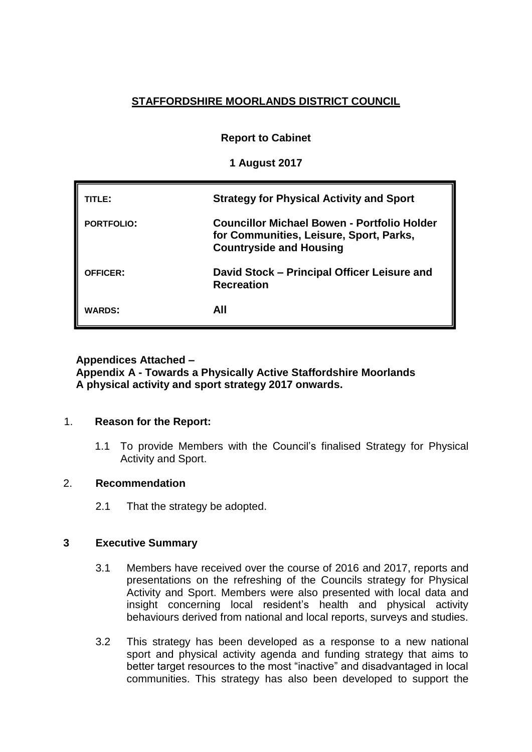**STAFFORDSHIRE MOORLANDS DISTRICT COUNCIL**

**Report to Cabinet**

**1 August 2017**

| | |
|---|---|
| **TITLE:** | **Strategy for Physical Activity and Sport** |
| **PORTFOLIO:** | **Councillor Michael Bowen - Portfolio Holder for Communities, Leisure, Sport, Parks, Countryside and Housing** |
| **OFFICER:** | **David Stock – Principal Officer Leisure and Recreation** |
| **WARDS:** | **All** |

**Appendices Attached –**
**Appendix A - Towards a Physically Active Staffordshire Moorlands**
**A physical activity and sport strategy 2017 onwards.**

1. **Reason for the Report:**

   1.1 To provide Members with the Council's finalised Strategy for Physical Activity and Sport.

2. **Recommendation**

   2.1 That the strategy be adopted.

**3 Executive Summary**

3.1 Members have received over the course of 2016 and 2017, reports and presentations on the refreshing of the Councils strategy for Physical Activity and Sport. Members were also presented with local data and insight concerning local resident's health and physical activity behaviours derived from national and local reports, surveys and studies.

3.2 This strategy has been developed as a response to a new national sport and physical activity agenda and funding strategy that aims to better target resources to the most "inactive" and disadvantaged in local communities. This strategy has also been developed to support the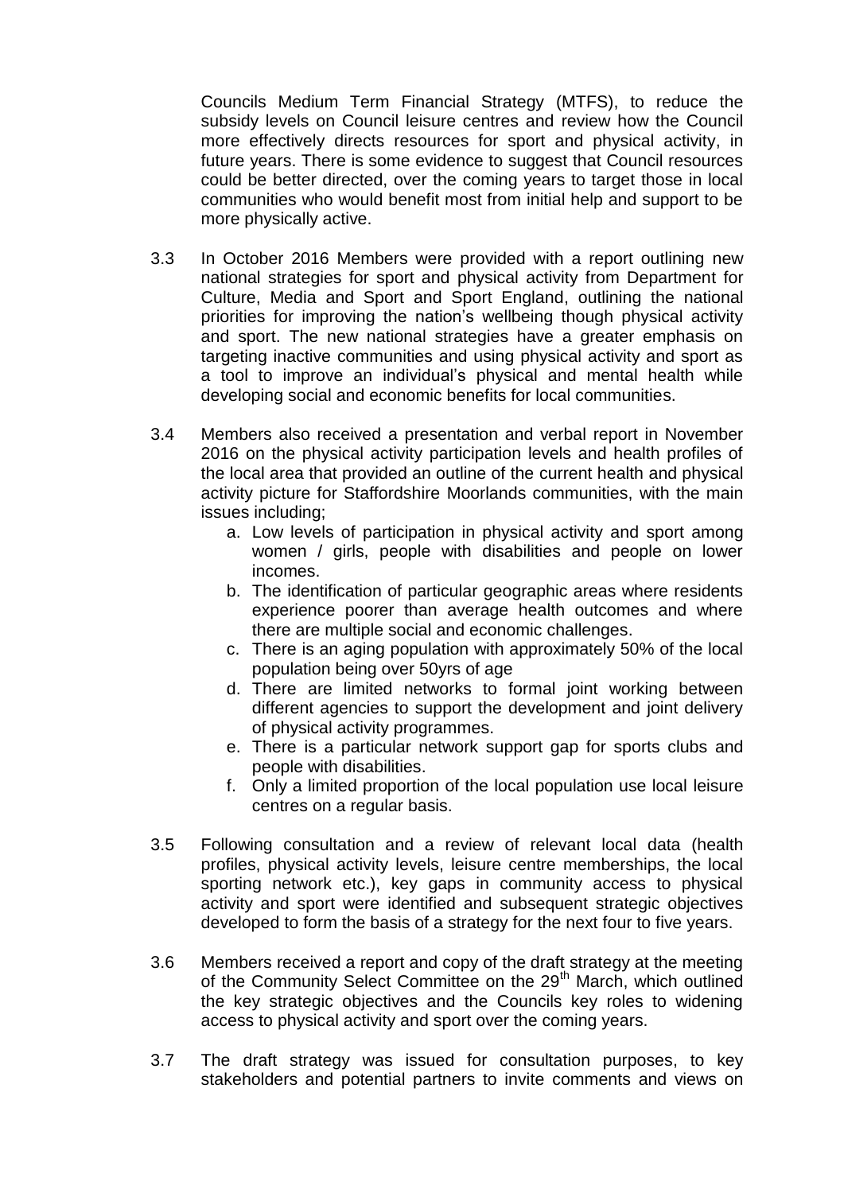Councils Medium Term Financial Strategy (MTFS), to reduce the subsidy levels on Council leisure centres and review how the Council more effectively directs resources for sport and physical activity, in future years. There is some evidence to suggest that Council resources could be better directed, over the coming years to target those in local communities who would benefit most from initial help and support to be more physically active.

3.3 In October 2016 Members were provided with a report outlining new national strategies for sport and physical activity from Department for Culture, Media and Sport and Sport England, outlining the national priorities for improving the nation's wellbeing though physical activity and sport. The new national strategies have a greater emphasis on targeting inactive communities and using physical activity and sport as a tool to improve an individual's physical and mental health while developing social and economic benefits for local communities.

3.4 Members also received a presentation and verbal report in November 2016 on the physical activity participation levels and health profiles of the local area that provided an outline of the current health and physical activity picture for Staffordshire Moorlands communities, with the main issues including;

   a. Low levels of participation in physical activity and sport among women / girls, people with disabilities and people on lower incomes.
   b. The identification of particular geographic areas where residents experience poorer than average health outcomes and where there are multiple social and economic challenges.
   c. There is an aging population with approximately 50% of the local population being over 50yrs of age
   d. There are limited networks to formal joint working between different agencies to support the development and joint delivery of physical activity programmes.
   e. There is a particular network support gap for sports clubs and people with disabilities.
   f. Only a limited proportion of the local population use local leisure centres on a regular basis.

3.5 Following consultation and a review of relevant local data (health profiles, physical activity levels, leisure centre memberships, the local sporting network etc.), key gaps in community access to physical activity and sport were identified and subsequent strategic objectives developed to form the basis of a strategy for the next four to five years.

3.6 Members received a report and copy of the draft strategy at the meeting of the Community Select Committee on the 29th March, which outlined the key strategic objectives and the Councils key roles to widening access to physical activity and sport over the coming years.

3.7 The draft strategy was issued for consultation purposes, to key stakeholders and potential partners to invite comments and views on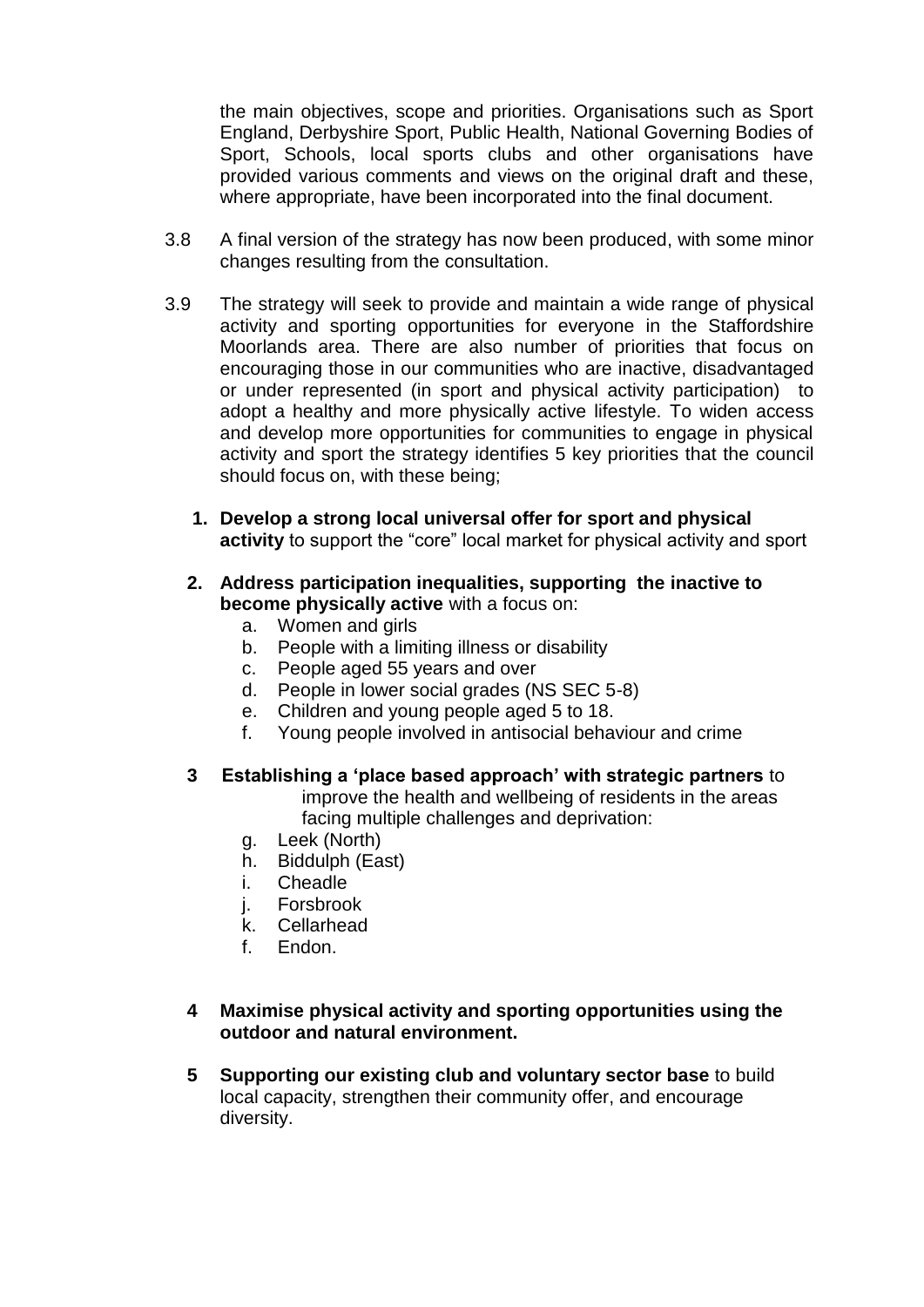the main objectives, scope and priorities. Organisations such as Sport England, Derbyshire Sport, Public Health, National Governing Bodies of Sport, Schools, local sports clubs and other organisations have provided various comments and views on the original draft and these, where appropriate, have been incorporated into the final document.

3.8 A final version of the strategy has now been produced, with some minor changes resulting from the consultation.

3.9 The strategy will seek to provide and maintain a wide range of physical activity and sporting opportunities for everyone in the Staffordshire Moorlands area. There are also number of priorities that focus on encouraging those in our communities who are inactive, disadvantaged or under represented (in sport and physical activity participation) to adopt a healthy and more physically active lifestyle. To widen access and develop more opportunities for communities to engage in physical activity and sport the strategy identifies 5 key priorities that the council should focus on, with these being;

1. **Develop a strong local universal offer for sport and physical activity** to support the "core" local market for physical activity and sport

2. **Address participation inequalities, supporting the inactive to become physically active** with a focus on:
   a. Women and girls
   b. People with a limiting illness or disability
   c. People aged 55 years and over
   d. People in lower social grades (NS SEC 5-8)
   e. Children and young people aged 5 to 18.
   f. Young people involved in antisocial behaviour and crime

3 **Establishing a 'place based approach' with strategic partners** to improve the health and wellbeing of residents in the areas facing multiple challenges and deprivation:
   g. Leek (North)
   h. Biddulph (East)
   i. Cheadle
   j. Forsbrook
   k. Cellarhead
   f. Endon.

4 **Maximise physical activity and sporting opportunities using the outdoor and natural environment.**

5 **Supporting our existing club and voluntary sector base** to build local capacity, strengthen their community offer, and encourage diversity.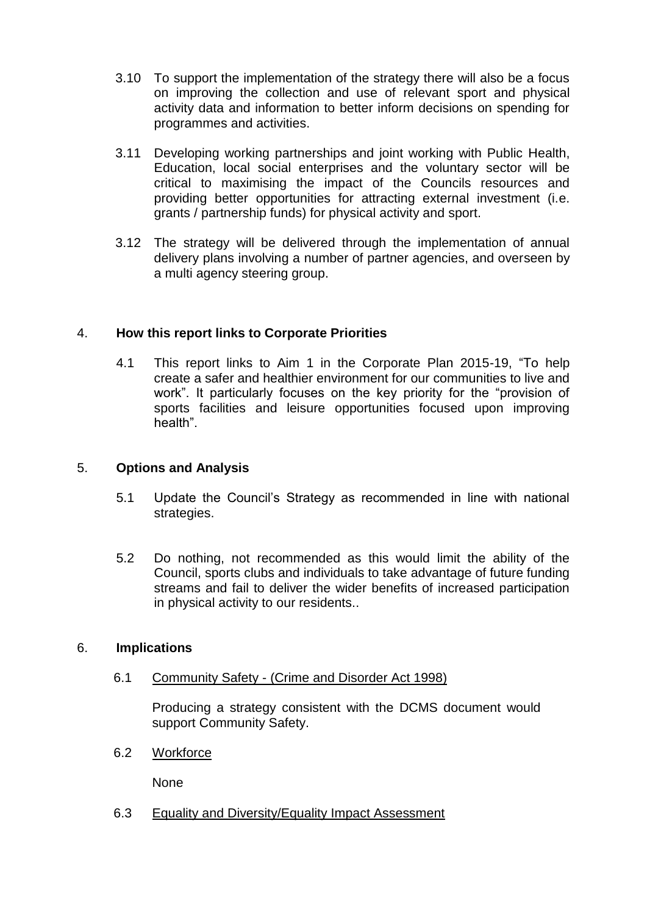3.10 To support the implementation of the strategy there will also be a focus on improving the collection and use of relevant sport and physical activity data and information to better inform decisions on spending for programmes and activities.

3.11 Developing working partnerships and joint working with Public Health, Education, local social enterprises and the voluntary sector will be critical to maximising the impact of the Councils resources and providing better opportunities for attracting external investment (i.e. grants / partnership funds) for physical activity and sport.

3.12 The strategy will be delivered through the implementation of annual delivery plans involving a number of partner agencies, and overseen by a multi agency steering group.

## 4. **How this report links to Corporate Priorities**

4.1 This report links to Aim 1 in the Corporate Plan 2015-19, "To help create a safer and healthier environment for our communities to live and work". It particularly focuses on the key priority for the "provision of sports facilities and leisure opportunities focused upon improving health".

## 5. **Options and Analysis**

5.1 Update the Council's Strategy as recommended in line with national strategies.

5.2 Do nothing, not recommended as this would limit the ability of the Council, sports clubs and individuals to take advantage of future funding streams and fail to deliver the wider benefits of increased participation in physical activity to our residents..

## 6. **Implications**

6.1 <u>Community Safety - (Crime and Disorder Act 1998)</u>

Producing a strategy consistent with the DCMS document would support Community Safety.

6.2 <u>Workforce</u>

None

6.3 <u>Equality and Diversity/Equality Impact Assessment</u>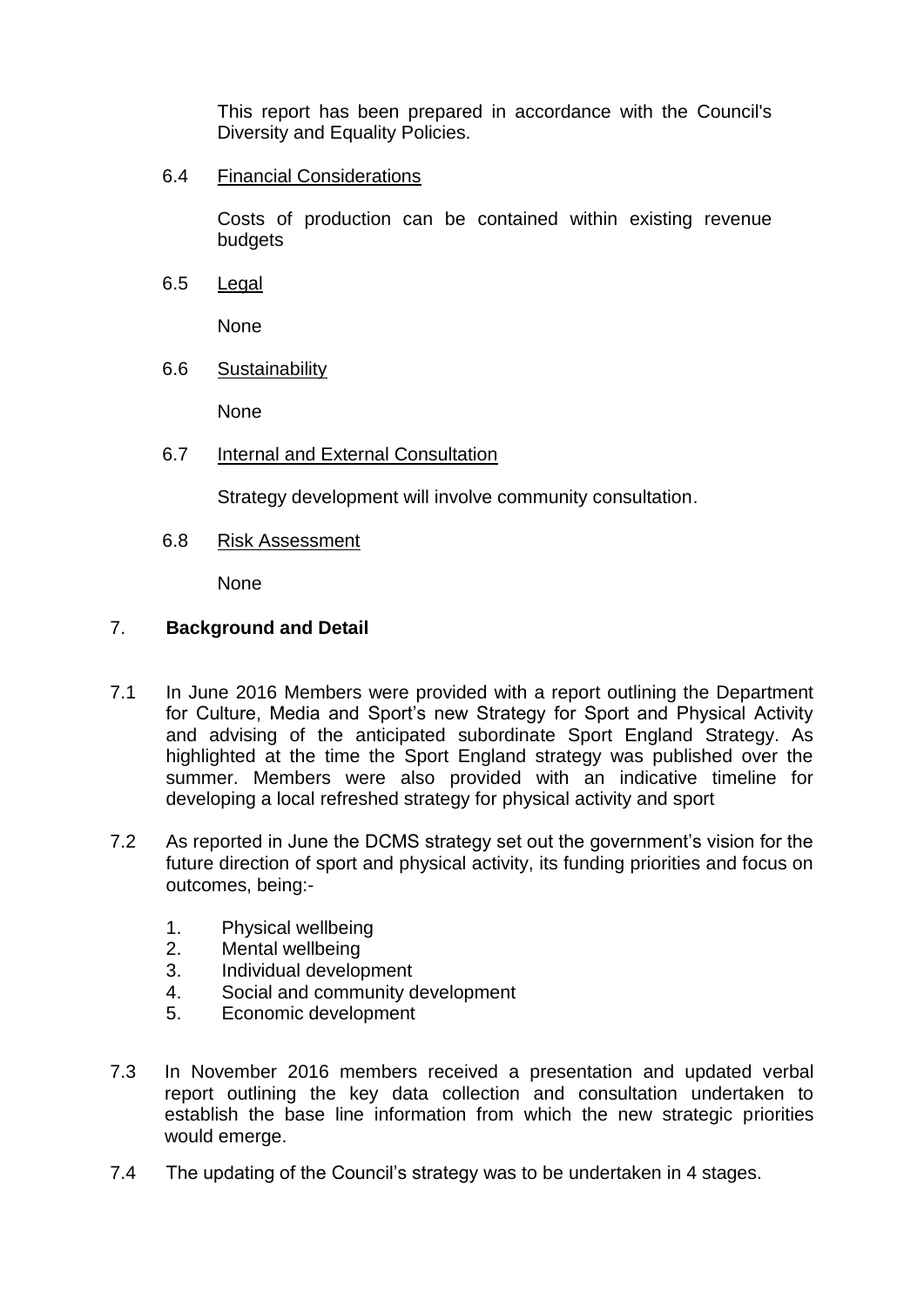This report has been prepared in accordance with the Council's Diversity and Equality Policies.

6.4 Financial Considerations

Costs of production can be contained within existing revenue budgets

6.5 Legal

None

6.6 Sustainability

None

6.7 Internal and External Consultation

Strategy development will involve community consultation.

6.8 Risk Assessment

None

## 7. Background and Detail

7.1 In June 2016 Members were provided with a report outlining the Department for Culture, Media and Sport's new Strategy for Sport and Physical Activity and advising of the anticipated subordinate Sport England Strategy. As highlighted at the time the Sport England strategy was published over the summer. Members were also provided with an indicative timeline for developing a local refreshed strategy for physical activity and sport

7.2 As reported in June the DCMS strategy set out the government's vision for the future direction of sport and physical activity, its funding priorities and focus on outcomes, being:-

1. Physical wellbeing
2. Mental wellbeing
3. Individual development
4. Social and community development
5. Economic development

7.3 In November 2016 members received a presentation and updated verbal report outlining the key data collection and consultation undertaken to establish the base line information from which the new strategic priorities would emerge.

7.4 The updating of the Council's strategy was to be undertaken in 4 stages.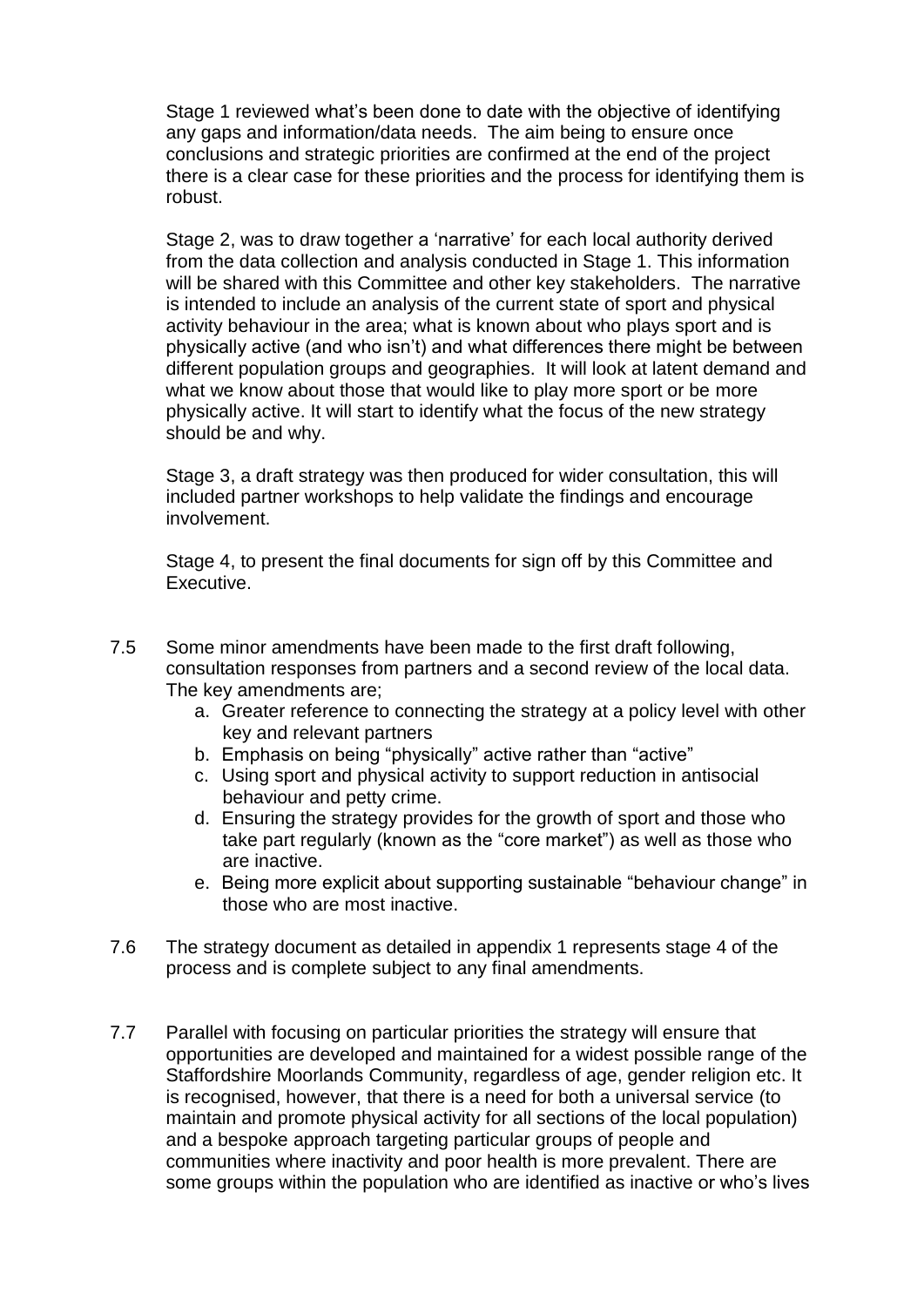Stage 1 reviewed what's been done to date with the objective of identifying any gaps and information/data needs. The aim being to ensure once conclusions and strategic priorities are confirmed at the end of the project there is a clear case for these priorities and the process for identifying them is robust.

Stage 2, was to draw together a 'narrative' for each local authority derived from the data collection and analysis conducted in Stage 1. This information will be shared with this Committee and other key stakeholders. The narrative is intended to include an analysis of the current state of sport and physical activity behaviour in the area; what is known about who plays sport and is physically active (and who isn't) and what differences there might be between different population groups and geographies. It will look at latent demand and what we know about those that would like to play more sport or be more physically active. It will start to identify what the focus of the new strategy should be and why.

Stage 3, a draft strategy was then produced for wider consultation, this will included partner workshops to help validate the findings and encourage involvement.

Stage 4, to present the final documents for sign off by this Committee and Executive.

7.5 Some minor amendments have been made to the first draft following, consultation responses from partners and a second review of the local data. The key amendments are;

   a. Greater reference to connecting the strategy at a policy level with other key and relevant partners
   b. Emphasis on being "physically" active rather than "active"
   c. Using sport and physical activity to support reduction in antisocial behaviour and petty crime.
   d. Ensuring the strategy provides for the growth of sport and those who take part regularly (known as the "core market") as well as those who are inactive.
   e. Being more explicit about supporting sustainable "behaviour change" in those who are most inactive.

7.6 The strategy document as detailed in appendix 1 represents stage 4 of the process and is complete subject to any final amendments.

7.7 Parallel with focusing on particular priorities the strategy will ensure that opportunities are developed and maintained for a widest possible range of the Staffordshire Moorlands Community, regardless of age, gender religion etc. It is recognised, however, that there is a need for both a universal service (to maintain and promote physical activity for all sections of the local population) and a bespoke approach targeting particular groups of people and communities where inactivity and poor health is more prevalent. There are some groups within the population who are identified as inactive or who's lives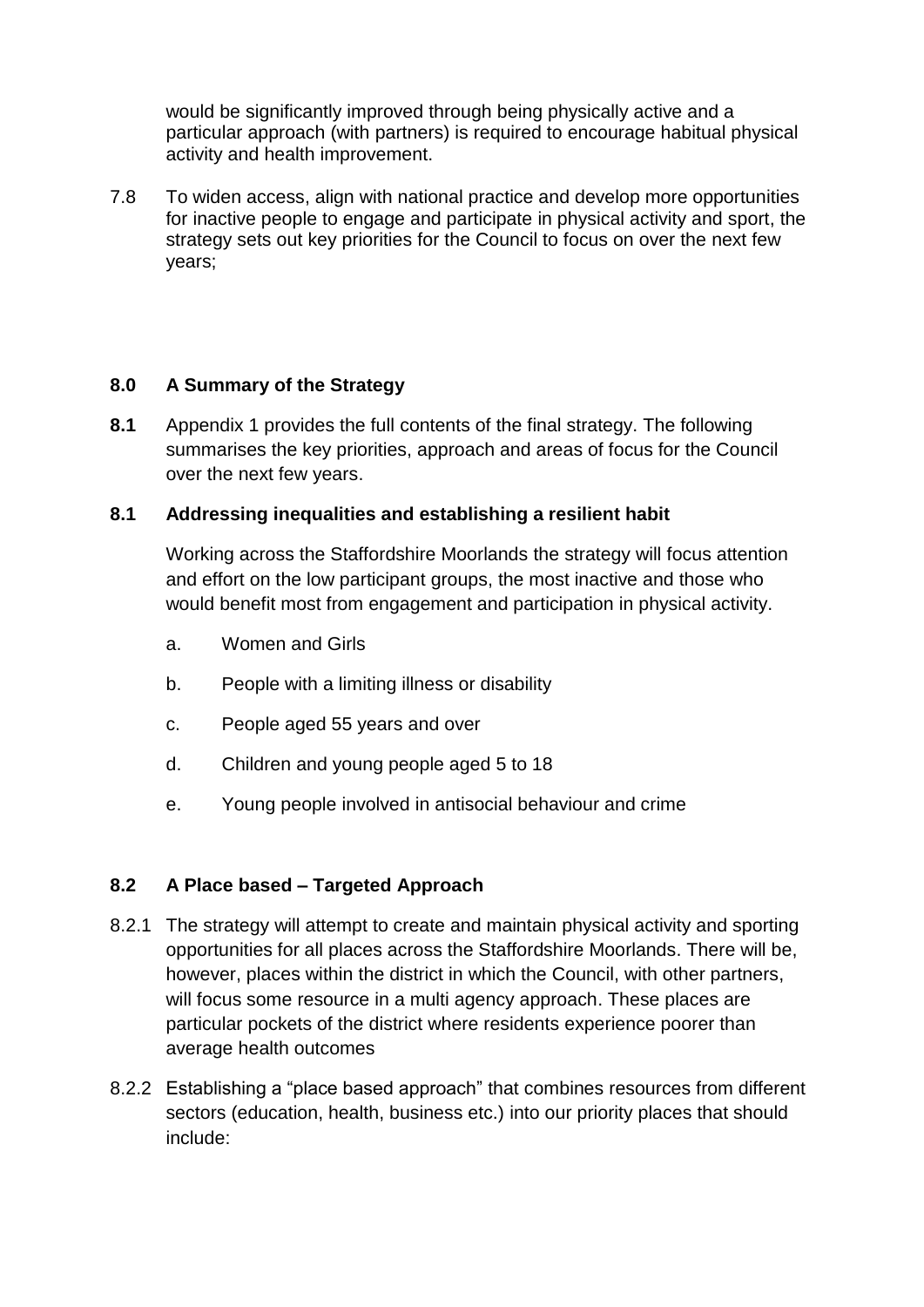would be significantly improved through being physically active and a particular approach (with partners) is required to encourage habitual physical activity and health improvement.

7.8 To widen access, align with national practice and develop more opportunities for inactive people to engage and participate in physical activity and sport, the strategy sets out key priorities for the Council to focus on over the next few years;

## 8.0 A Summary of the Strategy

**8.1** Appendix 1 provides the full contents of the final strategy. The following summarises the key priorities, approach and areas of focus for the Council over the next few years.

### 8.1 Addressing inequalities and establishing a resilient habit

Working across the Staffordshire Moorlands the strategy will focus attention and effort on the low participant groups, the most inactive and those who would benefit most from engagement and participation in physical activity.

a. Women and Girls

b. People with a limiting illness or disability

c. People aged 55 years and over

d. Children and young people aged 5 to 18

e. Young people involved in antisocial behaviour and crime

### 8.2 A Place based – Targeted Approach

8.2.1 The strategy will attempt to create and maintain physical activity and sporting opportunities for all places across the Staffordshire Moorlands. There will be, however, places within the district in which the Council, with other partners, will focus some resource in a multi agency approach. These places are particular pockets of the district where residents experience poorer than average health outcomes

8.2.2 Establishing a "place based approach" that combines resources from different sectors (education, health, business etc.) into our priority places that should include: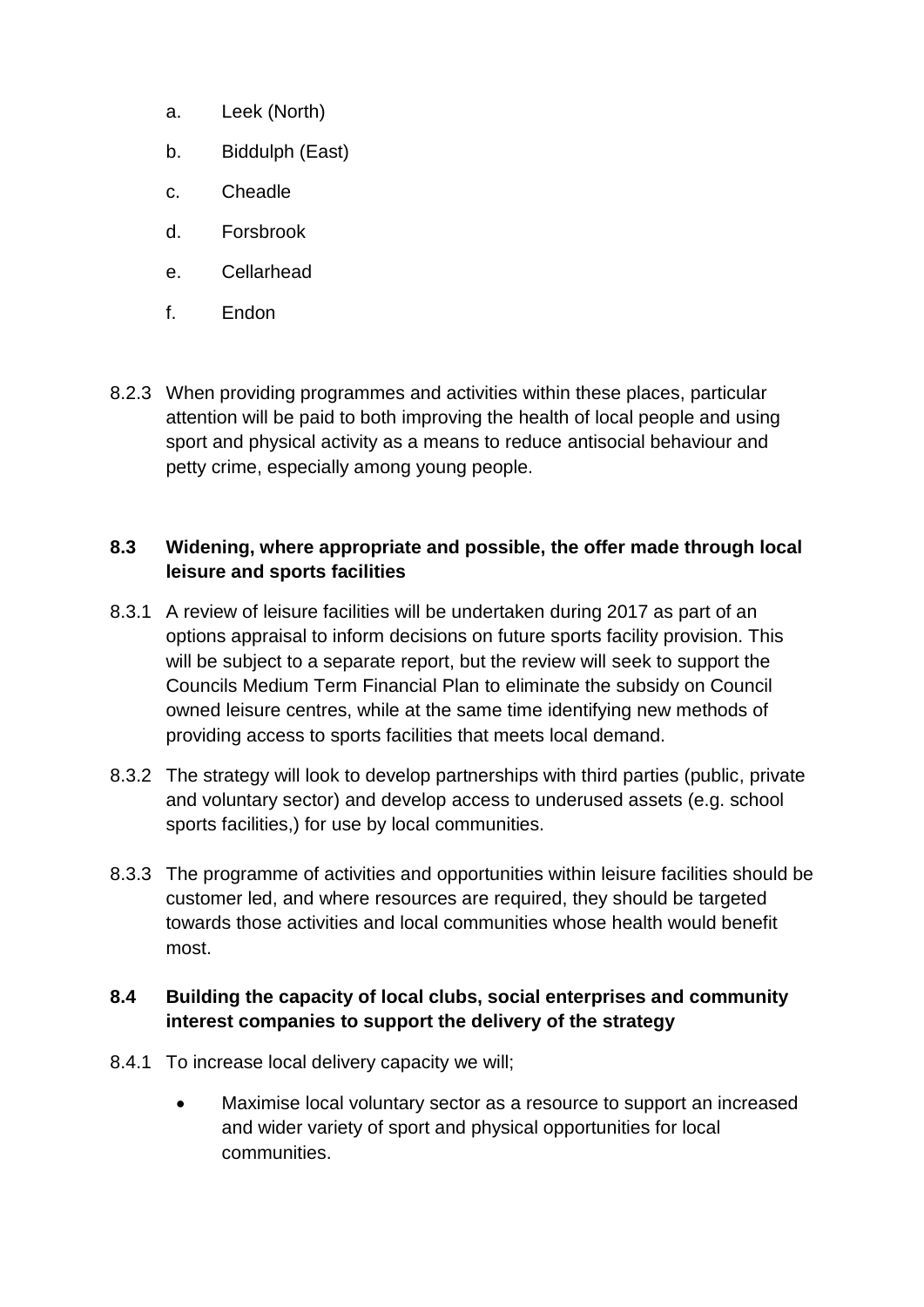a. Leek (North)

b. Biddulph (East)

c. Cheadle

d. Forsbrook

e. Cellarhead

f. Endon

8.2.3 When providing programmes and activities within these places, particular attention will be paid to both improving the health of local people and using sport and physical activity as a means to reduce antisocial behaviour and petty crime, especially among young people.

**8.3 Widening, where appropriate and possible, the offer made through local leisure and sports facilities**

8.3.1 A review of leisure facilities will be undertaken during 2017 as part of an options appraisal to inform decisions on future sports facility provision. This will be subject to a separate report, but the review will seek to support the Councils Medium Term Financial Plan to eliminate the subsidy on Council owned leisure centres, while at the same time identifying new methods of providing access to sports facilities that meets local demand.

8.3.2 The strategy will look to develop partnerships with third parties (public, private and voluntary sector) and develop access to underused assets (e.g. school sports facilities,) for use by local communities.

8.3.3 The programme of activities and opportunities within leisure facilities should be customer led, and where resources are required, they should be targeted towards those activities and local communities whose health would benefit most.

**8.4 Building the capacity of local clubs, social enterprises and community interest companies to support the delivery of the strategy**

8.4.1 To increase local delivery capacity we will;

- Maximise local voluntary sector as a resource to support an increased and wider variety of sport and physical opportunities for local communities.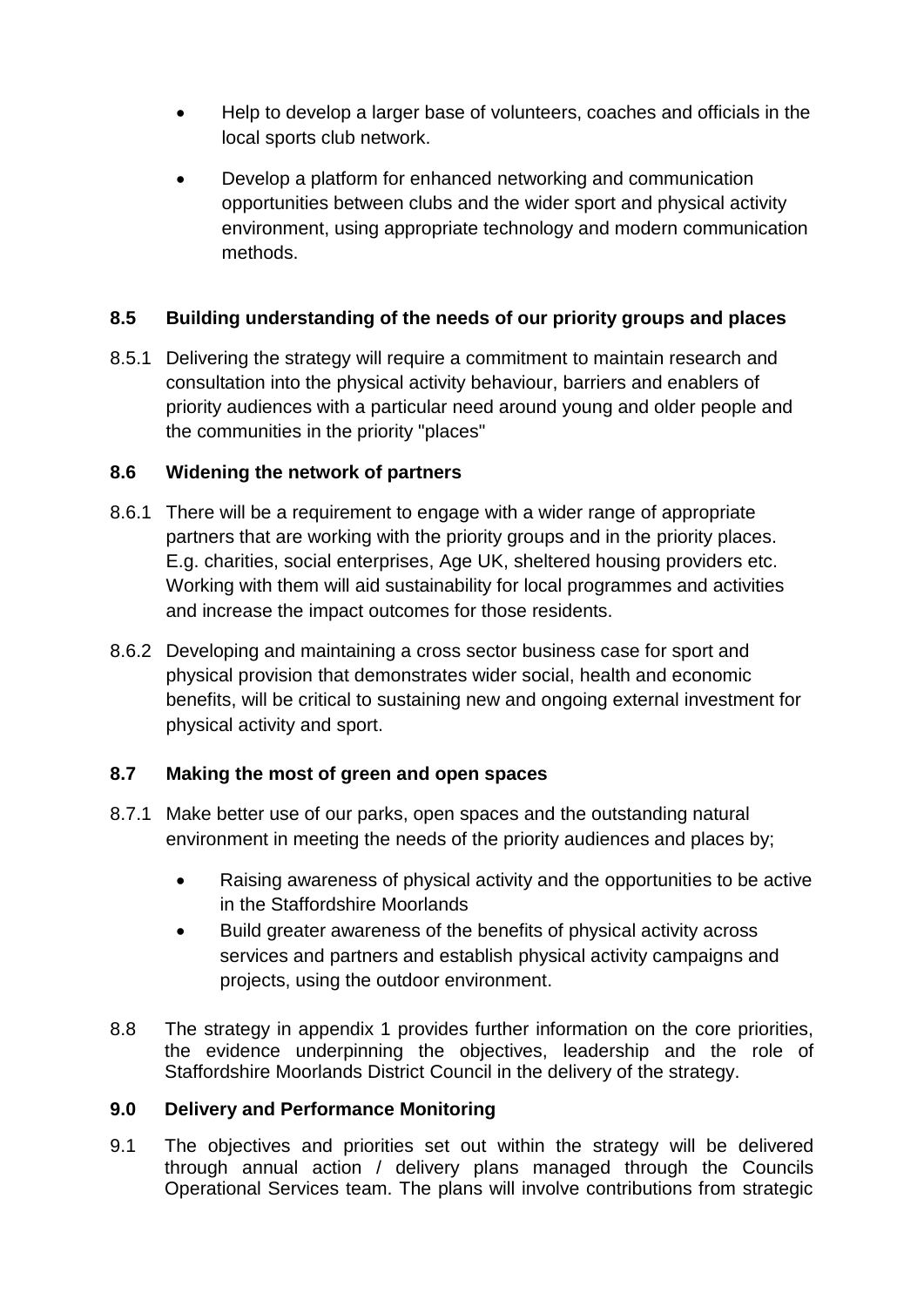- Help to develop a larger base of volunteers, coaches and officials in the local sports club network.

- Develop a platform for enhanced networking and communication opportunities between clubs and the wider sport and physical activity environment, using appropriate technology and modern communication methods.

**8.5 Building understanding of the needs of our priority groups and places**

8.5.1 Delivering the strategy will require a commitment to maintain research and consultation into the physical activity behaviour, barriers and enablers of priority audiences with a particular need around young and older people and the communities in the priority "places"

**8.6 Widening the network of partners**

8.6.1 There will be a requirement to engage with a wider range of appropriate partners that are working with the priority groups and in the priority places. E.g. charities, social enterprises, Age UK, sheltered housing providers etc. Working with them will aid sustainability for local programmes and activities and increase the impact outcomes for those residents.

8.6.2 Developing and maintaining a cross sector business case for sport and physical provision that demonstrates wider social, health and economic benefits, will be critical to sustaining new and ongoing external investment for physical activity and sport.

**8.7 Making the most of green and open spaces**

8.7.1 Make better use of our parks, open spaces and the outstanding natural environment in meeting the needs of the priority audiences and places by;

- Raising awareness of physical activity and the opportunities to be active in the Staffordshire Moorlands
- Build greater awareness of the benefits of physical activity across services and partners and establish physical activity campaigns and projects, using the outdoor environment.

8.8 The strategy in appendix 1 provides further information on the core priorities, the evidence underpinning the objectives, leadership and the role of Staffordshire Moorlands District Council in the delivery of the strategy.

**9.0 Delivery and Performance Monitoring**

9.1 The objectives and priorities set out within the strategy will be delivered through annual action / delivery plans managed through the Councils Operational Services team. The plans will involve contributions from strategic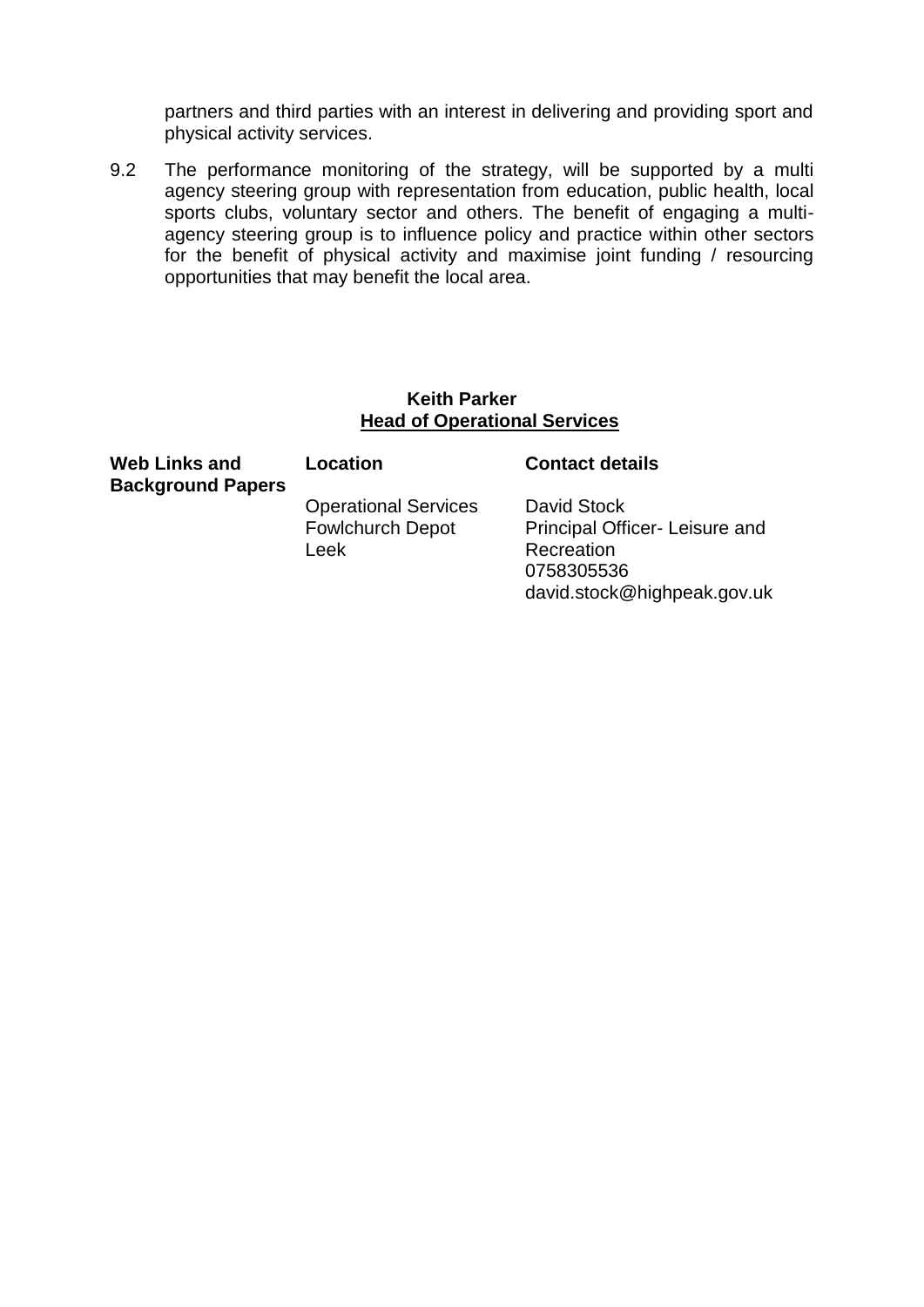partners and third parties with an interest in delivering and providing sport and physical activity services.

9.2 The performance monitoring of the strategy, will be supported by a multi agency steering group with representation from education, public health, local sports clubs, voluntary sector and others. The benefit of engaging a multi-agency steering group is to influence policy and practice within other sectors for the benefit of physical activity and maximise joint funding / resourcing opportunities that may benefit the local area.

**Keith Parker**
**<u>Head of Operational Services</u>**

| **Web Links and Background Papers** | **Location** | **Contact details** |
|---|---|---|
| | Operational Services<br>Fowlchurch Depot<br>Leek | David Stock<br>Principal Officer- Leisure and Recreation<br>0758305536<br>david.stock@highpeak.gov.uk |